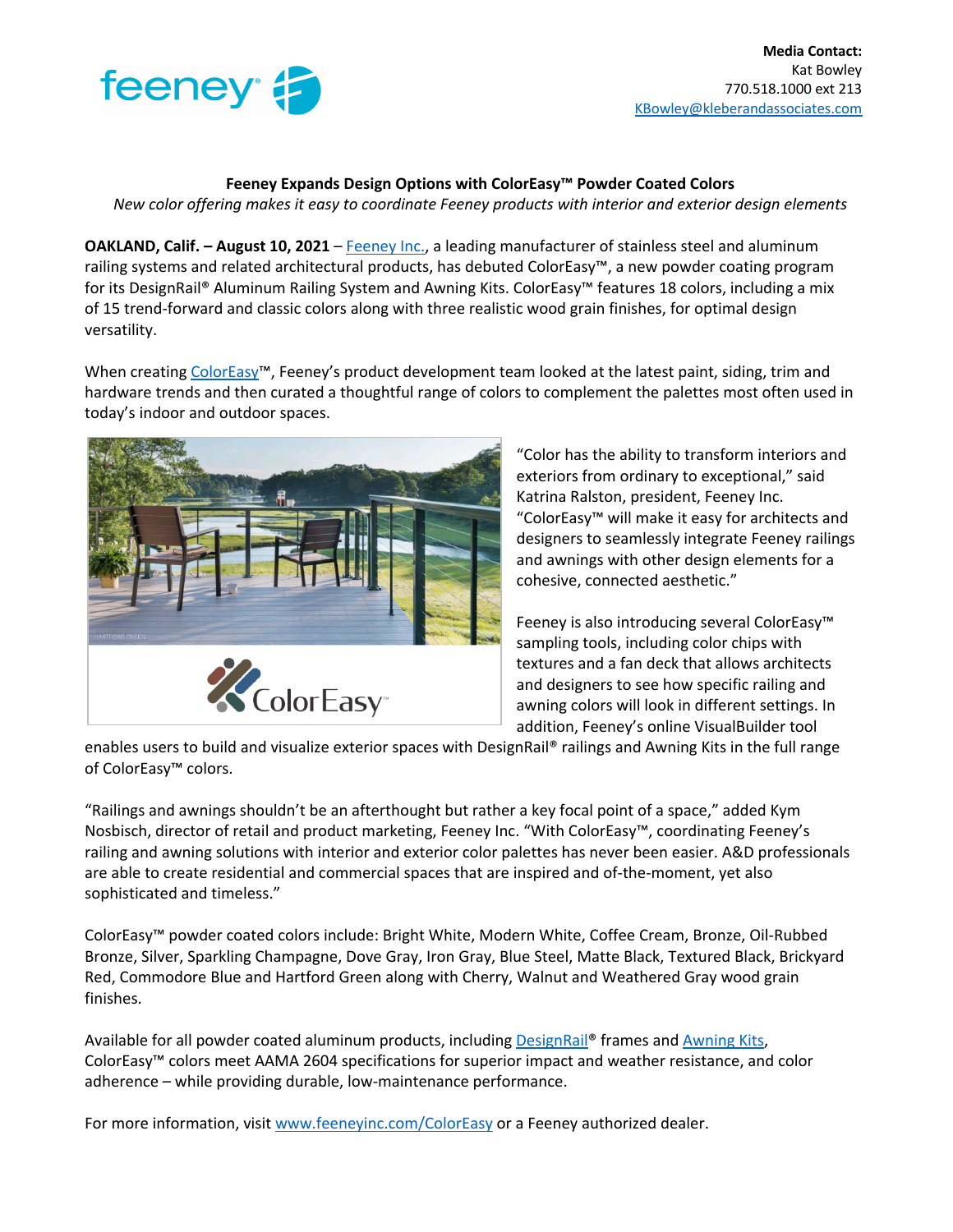**Media Contact:**
Kat Bowley
770.518.1000 ext 213
KBowley@kleberandassociates.com

## Feeney Expands Design Options with ColorEasy™ Powder Coated Colors

*New color offering makes it easy to coordinate Feeney products with interior and exterior design elements*

**OAKLAND, Calif. – August 10, 2021** – Feeney Inc., a leading manufacturer of stainless steel and aluminum railing systems and related architectural products, has debuted ColorEasy™, a new powder coating program for its DesignRail® Aluminum Railing System and Awning Kits. ColorEasy™ features 18 colors, including a mix of 15 trend-forward and classic colors along with three realistic wood grain finishes, for optimal design versatility.

When creating ColorEasy™, Feeney's product development team looked at the latest paint, siding, trim and hardware trends and then curated a thoughtful range of colors to complement the palettes most often used in today's indoor and outdoor spaces.

"Color has the ability to transform interiors and exteriors from ordinary to exceptional," said Katrina Ralston, president, Feeney Inc. "ColorEasy™ will make it easy for architects and designers to seamlessly integrate Feeney railings and awnings with other design elements for a cohesive, connected aesthetic."

Feeney is also introducing several ColorEasy™ sampling tools, including color chips with textures and a fan deck that allows architects and designers to see how specific railing and awning colors will look in different settings. In addition, Feeney's online VisualBuilder tool enables users to build and visualize exterior spaces with DesignRail® railings and Awning Kits in the full range of ColorEasy™ colors.

"Railings and awnings shouldn't be an afterthought but rather a key focal point of a space," added Kym Nosbisch, director of retail and product marketing, Feeney Inc. "With ColorEasy™, coordinating Feeney's railing and awning solutions with interior and exterior color palettes has never been easier. A&D professionals are able to create residential and commercial spaces that are inspired and of-the-moment, yet also sophisticated and timeless."

ColorEasy™ powder coated colors include: Bright White, Modern White, Coffee Cream, Bronze, Oil-Rubbed Bronze, Silver, Sparkling Champagne, Dove Gray, Iron Gray, Blue Steel, Matte Black, Textured Black, Brickyard Red, Commodore Blue and Hartford Green along with Cherry, Walnut and Weathered Gray wood grain finishes.

Available for all powder coated aluminum products, including DesignRail® frames and Awning Kits, ColorEasy™ colors meet AAMA 2604 specifications for superior impact and weather resistance, and color adherence – while providing durable, low-maintenance performance.

For more information, visit www.feeneyinc.com/ColorEasy or a Feeney authorized dealer.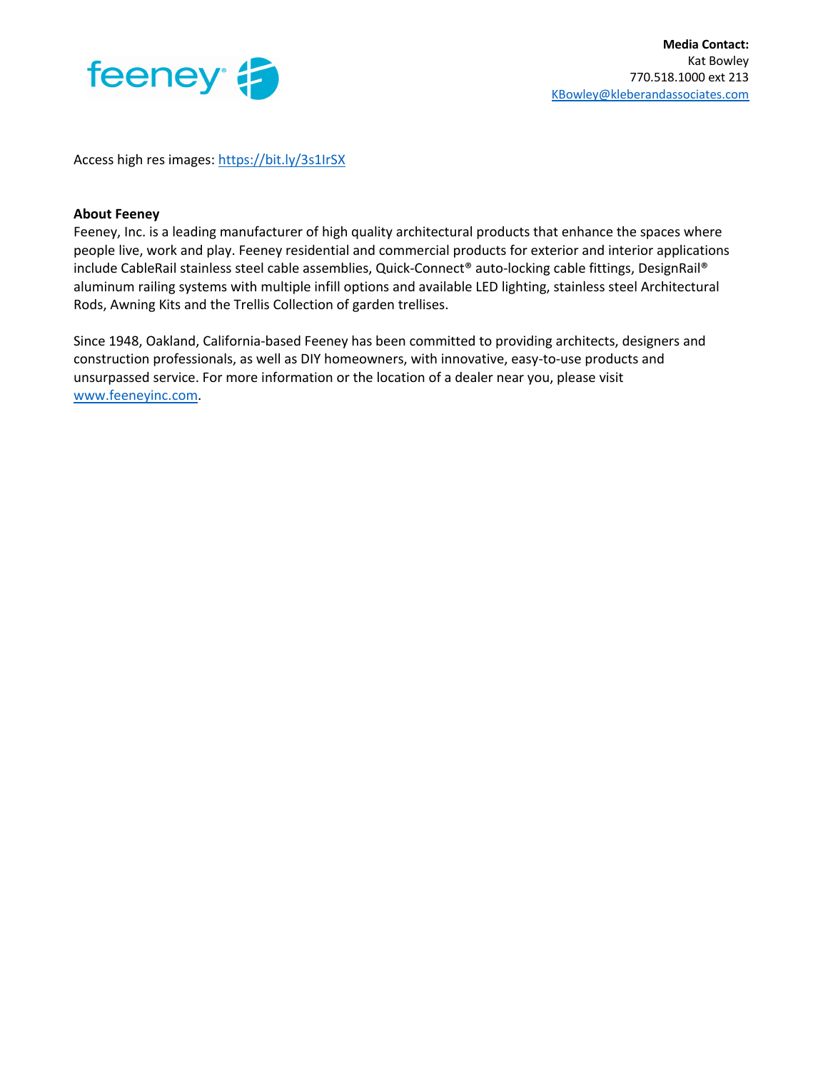**Media Contact:**
Kat Bowley
770.518.1000 ext 213
KBowley@kleberandassociates.com

Access high res images: https://bit.ly/3s1IrSX

**About Feeney**

Feeney, Inc. is a leading manufacturer of high quality architectural products that enhance the spaces where people live, work and play. Feeney residential and commercial products for exterior and interior applications include CableRail stainless steel cable assemblies, Quick-Connect® auto-locking cable fittings, DesignRail® aluminum railing systems with multiple infill options and available LED lighting, stainless steel Architectural Rods, Awning Kits and the Trellis Collection of garden trellises.

Since 1948, Oakland, California-based Feeney has been committed to providing architects, designers and construction professionals, as well as DIY homeowners, with innovative, easy-to-use products and unsurpassed service. For more information or the location of a dealer near you, please visit www.feeneyinc.com.